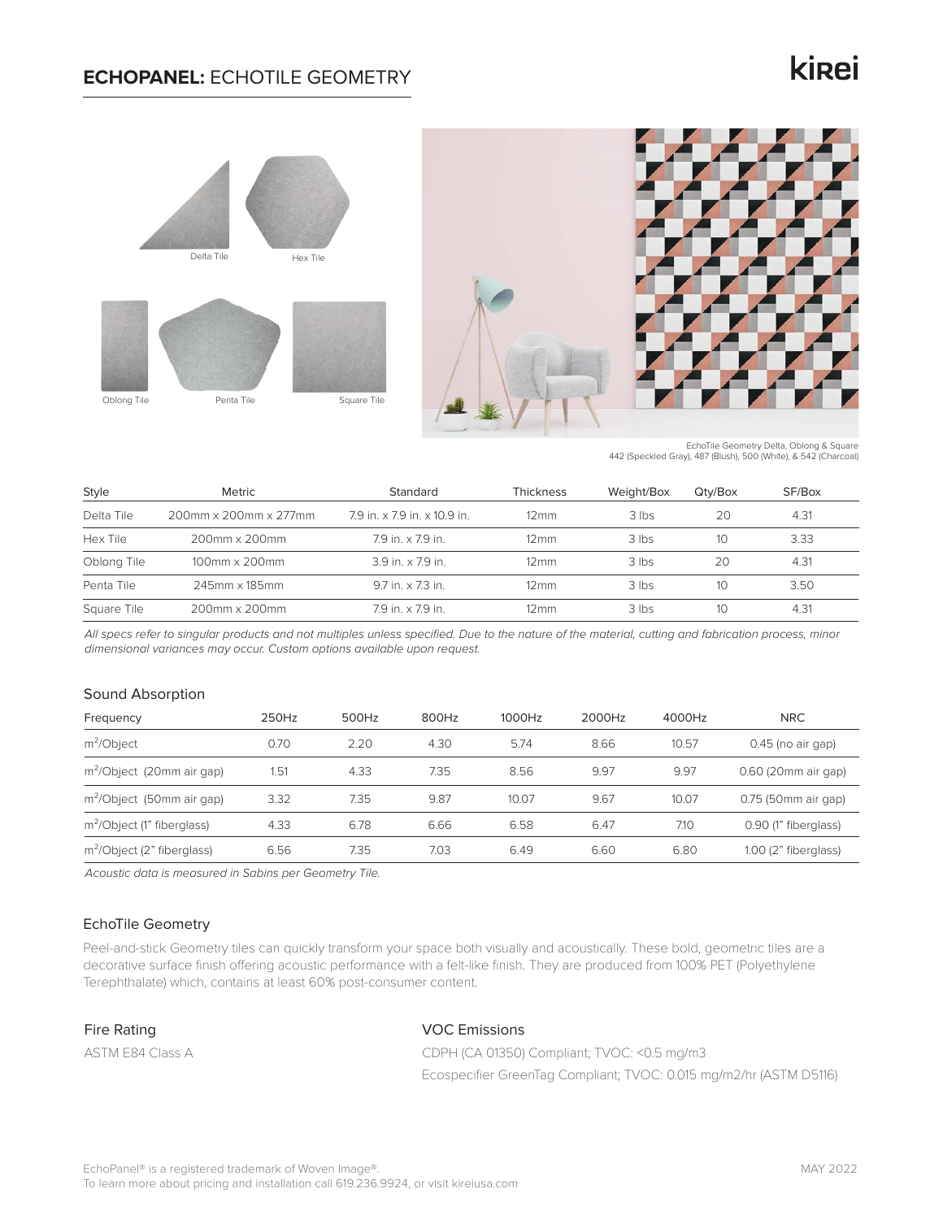# **ECHOPANEL:** ECHOTILE GEOMETRY

kirei

Delta Tile

Hex Tile

Oblong Tile

Penta Tile

Square Tile

EchoTile Geometry Delta, Oblong & Square
442 (Speckled Gray), 487 (Blush), 500 (White), & 542 (Charcoal)

| Style | Metric | Standard | Thickness | Weight/Box | Qty/Box | SF/Box |
|---|---|---|---|---|---|---|
| Delta Tile | 200mm x 200mm x 277mm | 7.9 in. x 7.9 in. x 10.9 in. | 12mm | 3 lbs | 20 | 4.31 |
| Hex Tile | 200mm x 200mm | 7.9 in. x 7.9 in. | 12mm | 3 lbs | 10 | 3.33 |
| Oblong Tile | 100mm x 200mm | 3.9 in. x 7.9 in. | 12mm | 3 lbs | 20 | 4.31 |
| Penta Tile | 245mm x 185mm | 9.7 in. x 7.3 in. | 12mm | 3 lbs | 10 | 3.50 |
| Square Tile | 200mm x 200mm | 7.9 in. x 7.9 in. | 12mm | 3 lbs | 10 | 4.31 |

*All specs refer to singular products and not multiples unless specified. Due to the nature of the material, cutting and fabrication process, minor dimensional variances may occur. Custom options available upon request.*

## Sound Absorption

| Frequency | 250Hz | 500Hz | 800Hz | 1000Hz | 2000Hz | 4000Hz | NRC |
|---|---|---|---|---|---|---|---|
| $m^2$/Object | 0.70 | 2.20 | 4.30 | 5.74 | 8.66 | 10.57 | 0.45 (no air gap) |
| $m^2$/Object (20mm air gap) | 1.51 | 4.33 | 7.35 | 8.56 | 9.97 | 9.97 | 0.60 (20mm air gap) |
| $m^2$/Object (50mm air gap) | 3.32 | 7.35 | 9.87 | 10.07 | 9.67 | 10.07 | 0.75 (50mm air gap) |
| $m^2$/Object (1" fiberglass) | 4.33 | 6.78 | 6.66 | 6.58 | 6.47 | 7.10 | 0.90 (1" fiberglass) |
| $m^2$/Object (2" fiberglass) | 6.56 | 7.35 | 7.03 | 6.49 | 6.60 | 6.80 | 1.00 (2" fiberglass) |

*Acoustic data is measured in Sabins per Geometry Tile.*

## EchoTile Geometry

Peel-and-stick Geometry tiles can quickly transform your space both visually and acoustically. These bold, geometric tiles are a decorative surface finish offering acoustic performance with a felt-like finish. They are produced from 100% PET (Polyethylene Terephthalate) which, contains at least 60% post-consumer content.

## Fire Rating

ASTM E84 Class A

## VOC Emissions

CDPH (CA 01350) Compliant; TVOC: <0.5 mg/m3

Ecospecifier GreenTag Compliant; TVOC: 0.015 mg/m2/hr (ASTM D5116)

EchoPanel® is a registered trademark of Woven Image®.
To learn more about pricing and installation call 619.236.9924, or visit kireiusa.com

MAY 2022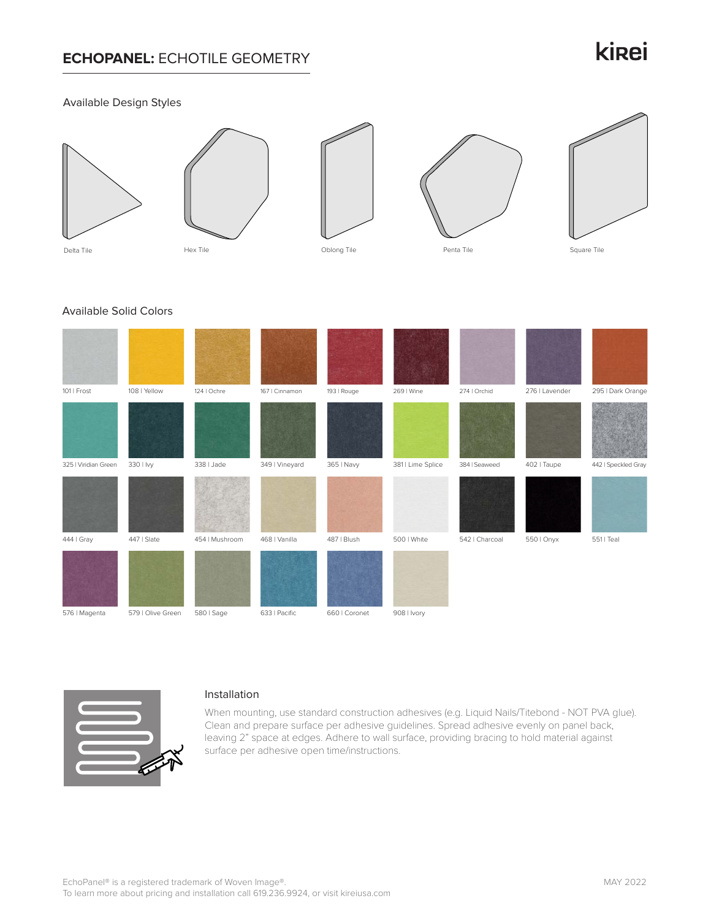# **ECHOPANEL:** ECHOTILE GEOMETRY

kirei

## Available Design Styles

Delta Tile

Hex Tile

Oblong Tile

Penta Tile

Square Tile

## Available Solid Colors

101 | Frost

108 | Yellow

124 | Ochre

167 | Cinnamon

193 | Rouge

269 | Wine

274 | Orchid

276 | Lavender

295 | Dark Orange

325 | Viridian Green

330 | Ivy

338 | Jade

349 | Vineyard

365 | Navy

381 | Lime Splice

384 | Seaweed

402 | Taupe

442 | Speckled Gray

444 | Gray

447 | Slate

454 | Mushroom

468 | Vanilla

487 | Blush

500 | White

542 | Charcoal

550 | Onyx

551 | Teal

576 | Magenta

579 | Olive Green

580 | Sage

633 | Pacific

660 | Coronet

908 | Ivory

## Installation

When mounting, use standard construction adhesives (e.g. Liquid Nails/Titebond - NOT PVA glue). Clean and prepare surface per adhesive guidelines. Spread adhesive evenly on panel back, leaving 2" space at edges. Adhere to wall surface, providing bracing to hold material against surface per adhesive open time/instructions.

EchoPanel® is a registered trademark of Woven Image®.
To learn more about pricing and installation call 619.236.9924, or visit kireiusa.com

MAY 2022